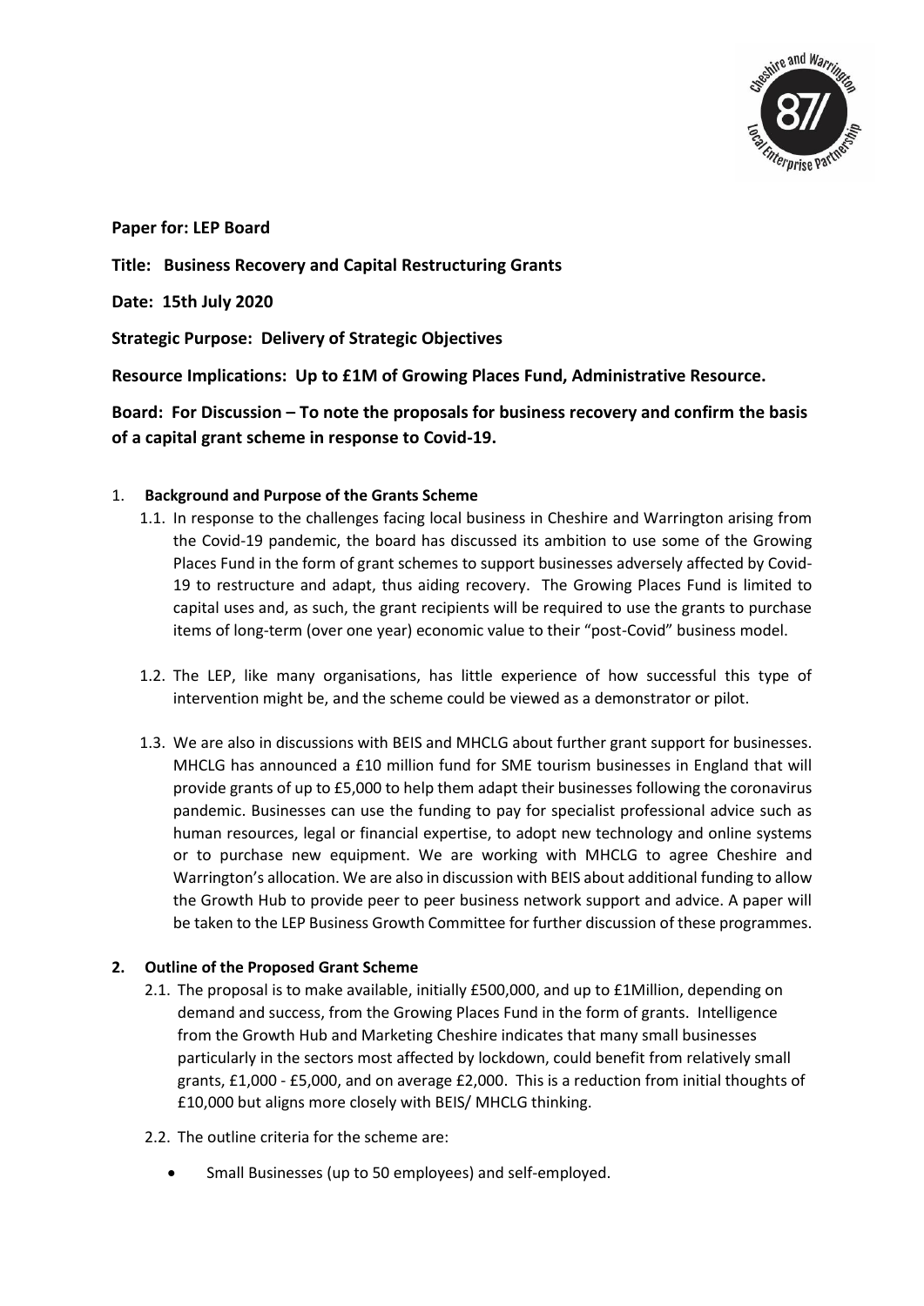**Paper for: LEP Board**

**Title: Business Recovery and Capital Restructuring Grants**

**Date: 15th July 2020**

**Strategic Purpose: Delivery of Strategic Objectives**

**Resource Implications: Up to £1M of Growing Places Fund, Administrative Resource.**

**Board: For Discussion – To note the proposals for business recovery and confirm the basis of a capital grant scheme in response to Covid-19.**

1. **Background and Purpose of the Grants Scheme**
   1.1. In response to the challenges facing local business in Cheshire and Warrington arising from the Covid-19 pandemic, the board has discussed its ambition to use some of the Growing Places Fund in the form of grant schemes to support businesses adversely affected by Covid-19 to restructure and adapt, thus aiding recovery. The Growing Places Fund is limited to capital uses and, as such, the grant recipients will be required to use the grants to purchase items of long-term (over one year) economic value to their "post-Covid" business model.

   1.2. The LEP, like many organisations, has little experience of how successful this type of intervention might be, and the scheme could be viewed as a demonstrator or pilot.

   1.3. We are also in discussions with BEIS and MHCLG about further grant support for businesses. MHCLG has announced a £10 million fund for SME tourism businesses in England that will provide grants of up to £5,000 to help them adapt their businesses following the coronavirus pandemic. Businesses can use the funding to pay for specialist professional advice such as human resources, legal or financial expertise, to adopt new technology and online systems or to purchase new equipment. We are working with MHCLG to agree Cheshire and Warrington's allocation. We are also in discussion with BEIS about additional funding to allow the Growth Hub to provide peer to peer business network support and advice. A paper will be taken to the LEP Business Growth Committee for further discussion of these programmes.

2. **Outline of the Proposed Grant Scheme**
   2.1. The proposal is to make available, initially £500,000, and up to £1Million, depending on demand and success, from the Growing Places Fund in the form of grants. Intelligence from the Growth Hub and Marketing Cheshire indicates that many small businesses particularly in the sectors most affected by lockdown, could benefit from relatively small grants, £1,000 - £5,000, and on average £2,000. This is a reduction from initial thoughts of £10,000 but aligns more closely with BEIS/ MHCLG thinking.

   2.2. The outline criteria for the scheme are:

   - Small Businesses (up to 50 employees) and self-employed.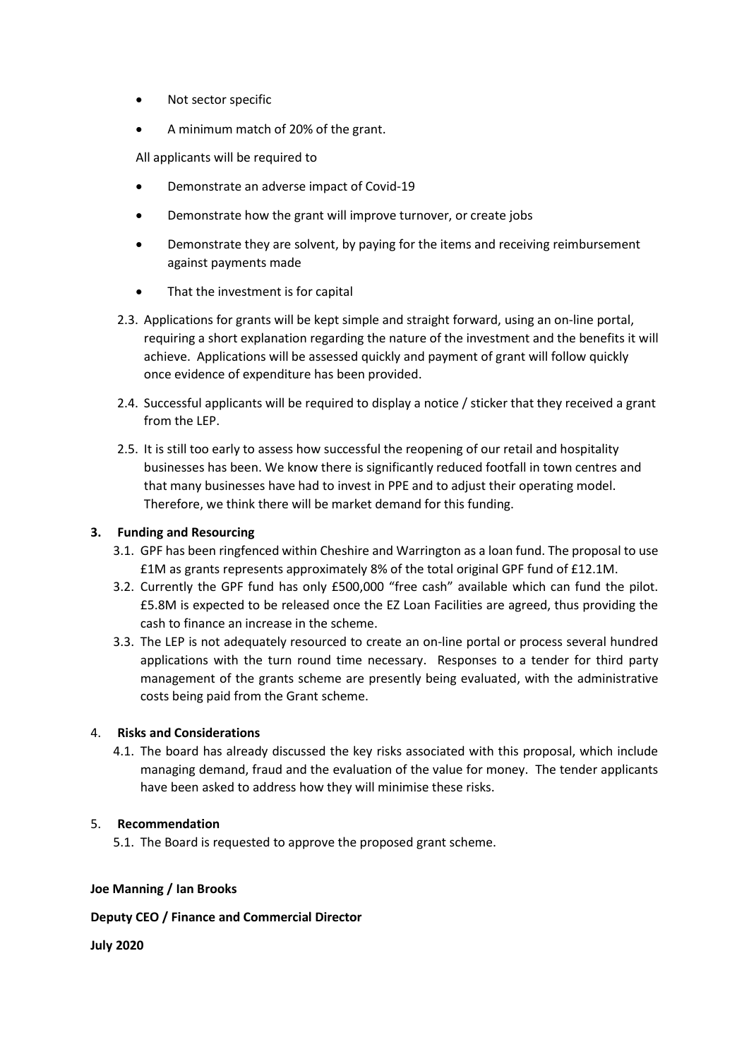- Not sector specific
- A minimum match of 20% of the grant.

All applicants will be required to

- Demonstrate an adverse impact of Covid-19
- Demonstrate how the grant will improve turnover, or create jobs
- Demonstrate they are solvent, by paying for the items and receiving reimbursement against payments made
- That the investment is for capital

2.3. Applications for grants will be kept simple and straight forward, using an on-line portal, requiring a short explanation regarding the nature of the investment and the benefits it will achieve. Applications will be assessed quickly and payment of grant will follow quickly once evidence of expenditure has been provided.

2.4. Successful applicants will be required to display a notice / sticker that they received a grant from the LEP.

2.5. It is still too early to assess how successful the reopening of our retail and hospitality businesses has been. We know there is significantly reduced footfall in town centres and that many businesses have had to invest in PPE and to adjust their operating model. Therefore, we think there will be market demand for this funding.

## 3. Funding and Resourcing

3.1. GPF has been ringfenced within Cheshire and Warrington as a loan fund. The proposal to use £1M as grants represents approximately 8% of the total original GPF fund of £12.1M.

3.2. Currently the GPF fund has only £500,000 "free cash" available which can fund the pilot. £5.8M is expected to be released once the EZ Loan Facilities are agreed, thus providing the cash to finance an increase in the scheme.

3.3. The LEP is not adequately resourced to create an on-line portal or process several hundred applications with the turn round time necessary. Responses to a tender for third party management of the grants scheme are presently being evaluated, with the administrative costs being paid from the Grant scheme.

## 4. Risks and Considerations

4.1. The board has already discussed the key risks associated with this proposal, which include managing demand, fraud and the evaluation of the value for money. The tender applicants have been asked to address how they will minimise these risks.

## 5. Recommendation

5.1. The Board is requested to approve the proposed grant scheme.

**Joe Manning / Ian Brooks**

**Deputy CEO / Finance and Commercial Director**

**July 2020**